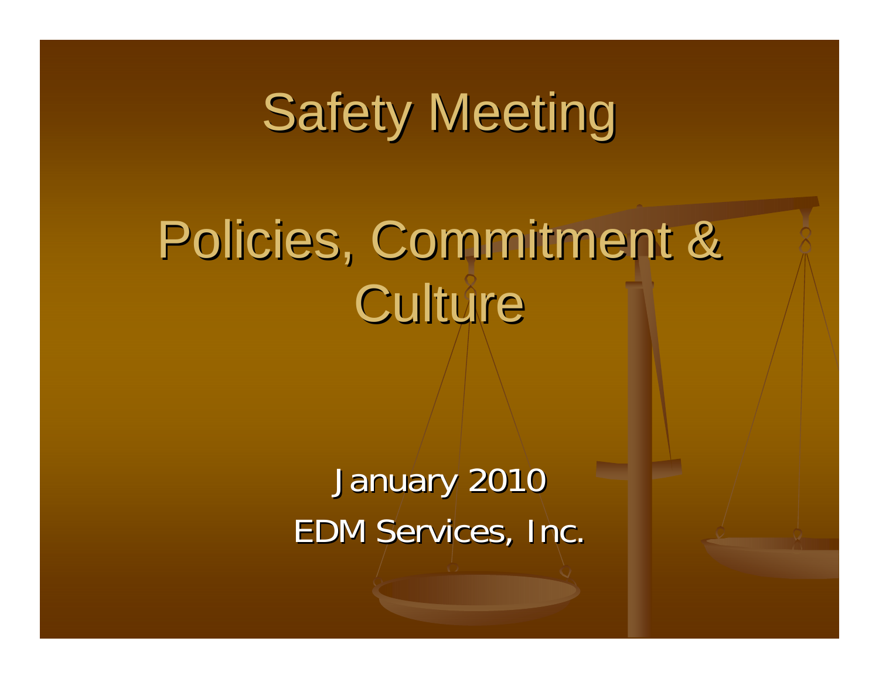# Safety Meeting

# Policies, Commitment & Culture

January 2010

EDM Services, Inc.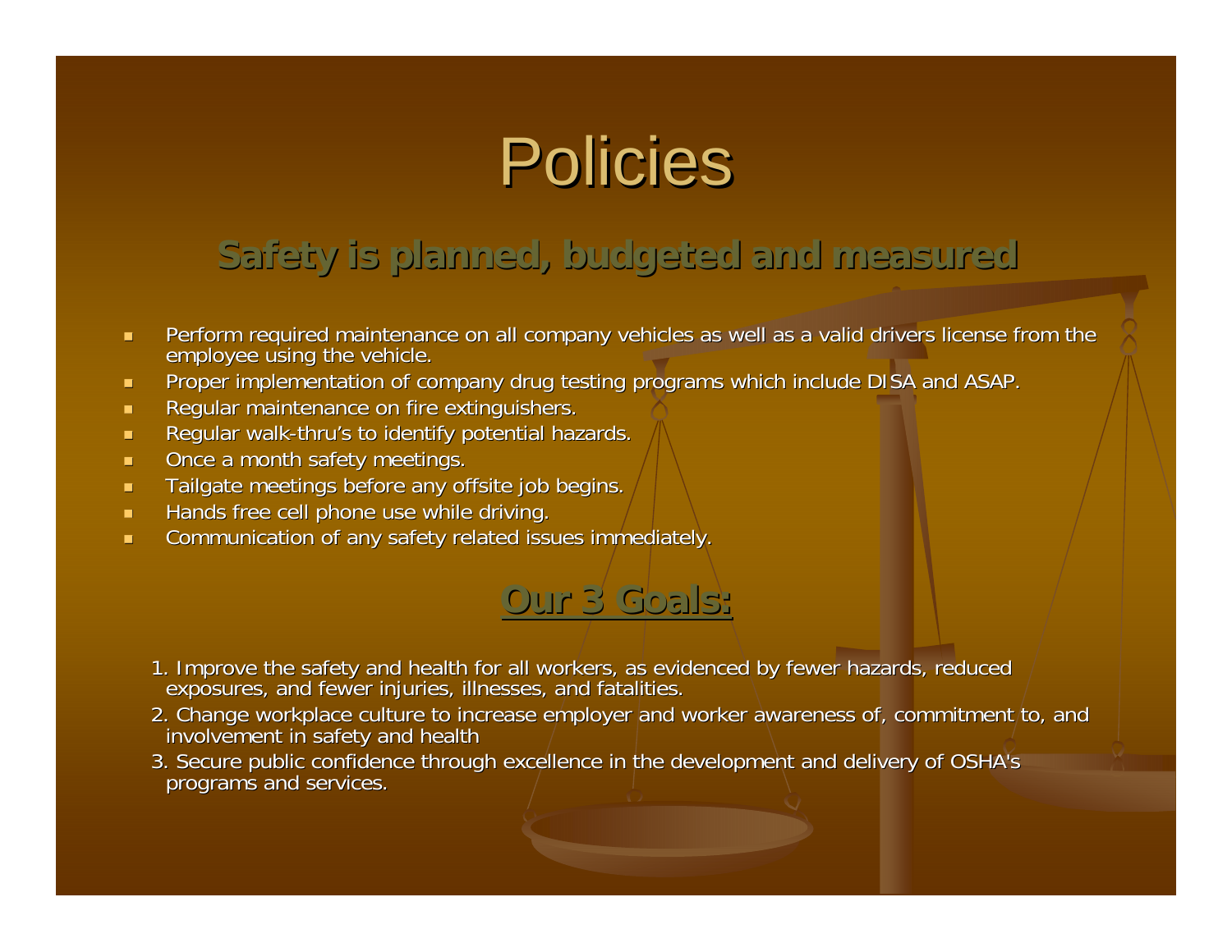# Policies

## Safety is planned, budgeted and measured

- Perform required maintenance on all company vehicles as well as a valid drivers license from the employee using the vehicle.
- Proper implementation of company drug testing programs which include DISA and ASAP.
- Regular maintenance on fire extinguishers.
- Regular walk-thru's to identify potential hazards.
- Once a month safety meetings.
- Tailgate meetings before any offsite job begins.
- Hands free cell phone use while driving.
- Communication of any safety related issues immediately.

## Our 3 Goals:

1. Improve the safety and health for all workers, as evidenced by fewer hazards, reduced exposures, and fewer injuries, illnesses, and fatalities.
2. Change workplace culture to increase employer and worker awareness of, commitment to, and involvement in safety and health
3. Secure public confidence through excellence in the development and delivery of OSHA's programs and services.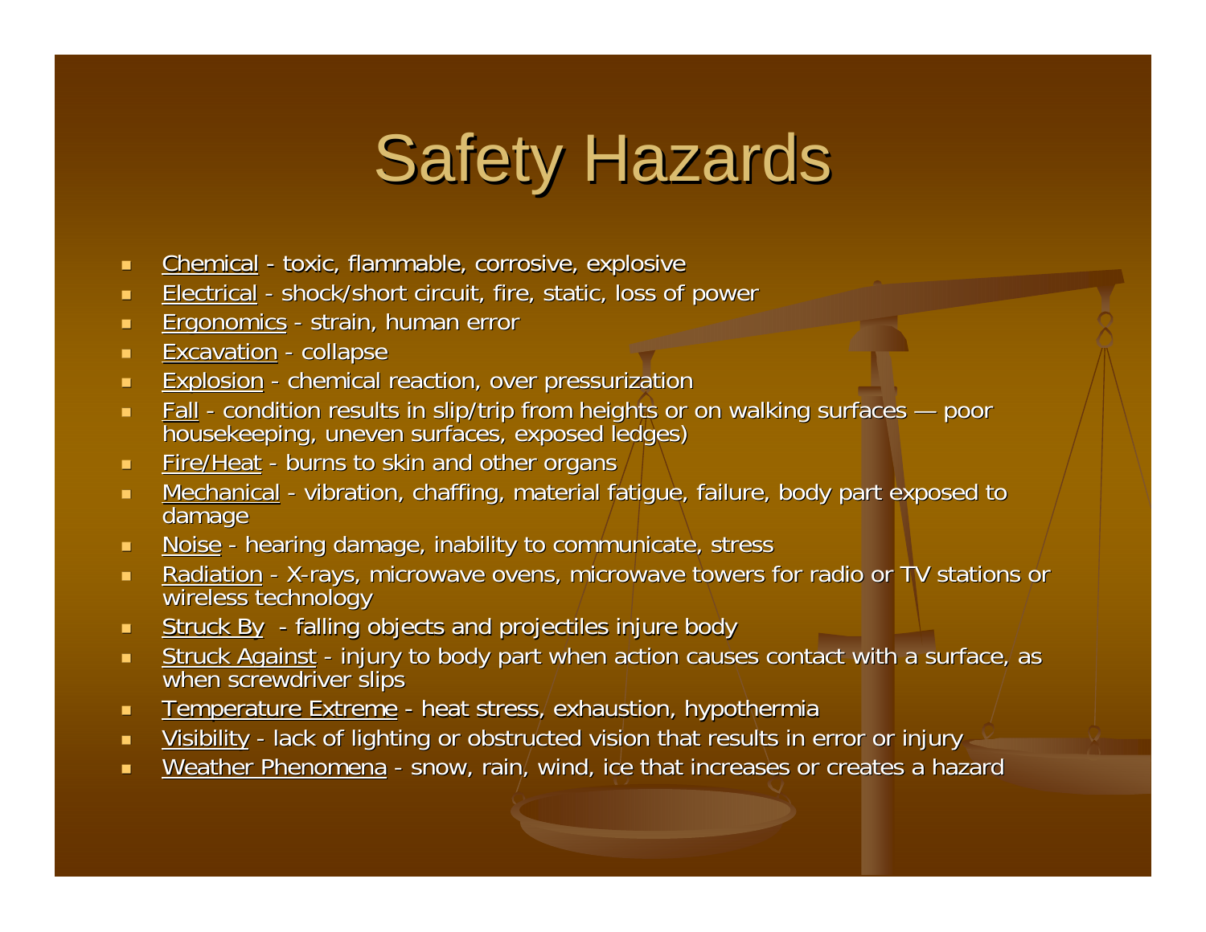# Safety Hazards

- Chemical - toxic, flammable, corrosive, explosive
- Electrical - shock/short circuit, fire, static, loss of power
- Ergonomics - strain, human error
- Excavation - collapse
- Explosion - chemical reaction, over pressurization
- Fall - condition results in slip/trip from heights or on walking surfaces — poor housekeeping, uneven surfaces, exposed ledges)
- Fire/Heat - burns to skin and other organs
- Mechanical - vibration, chaffing, material fatigue, failure, body part exposed to damage
- Noise - hearing damage, inability to communicate, stress
- Radiation - X-rays, microwave ovens, microwave towers for radio or TV stations or wireless technology
- Struck By - falling objects and projectiles injure body
- Struck Against - injury to body part when action causes contact with a surface, as when screwdriver slips
- Temperature Extreme - heat stress, exhaustion, hypothermia
- Visibility - lack of lighting or obstructed vision that results in error or injury
- Weather Phenomena - snow, rain, wind, ice that increases or creates a hazard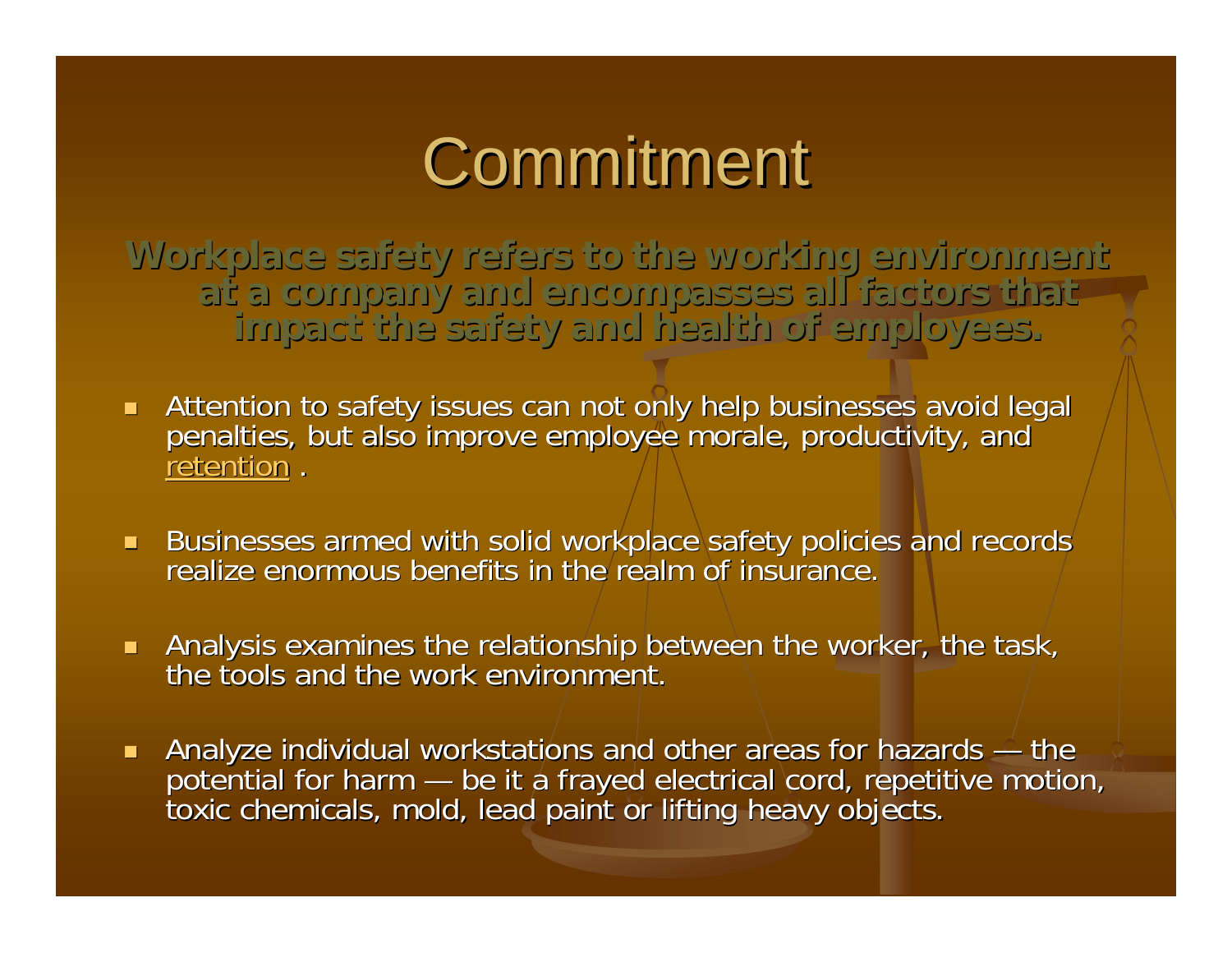# Commitment

**Workplace safety refers to the working environment at a company and encompasses all factors that impact the safety and health of employees.**

- Attention to safety issues can not only help businesses avoid legal penalties, but also improve employee morale, productivity, and retention .
- Businesses armed with solid workplace safety policies and records realize enormous benefits in the realm of insurance.
- Analysis examines the relationship between the worker, the task, the tools and the work environment.
- Analyze individual workstations and other areas for hazards — the potential for harm — be it a frayed electrical cord, repetitive motion, toxic chemicals, mold, lead paint or lifting heavy objects.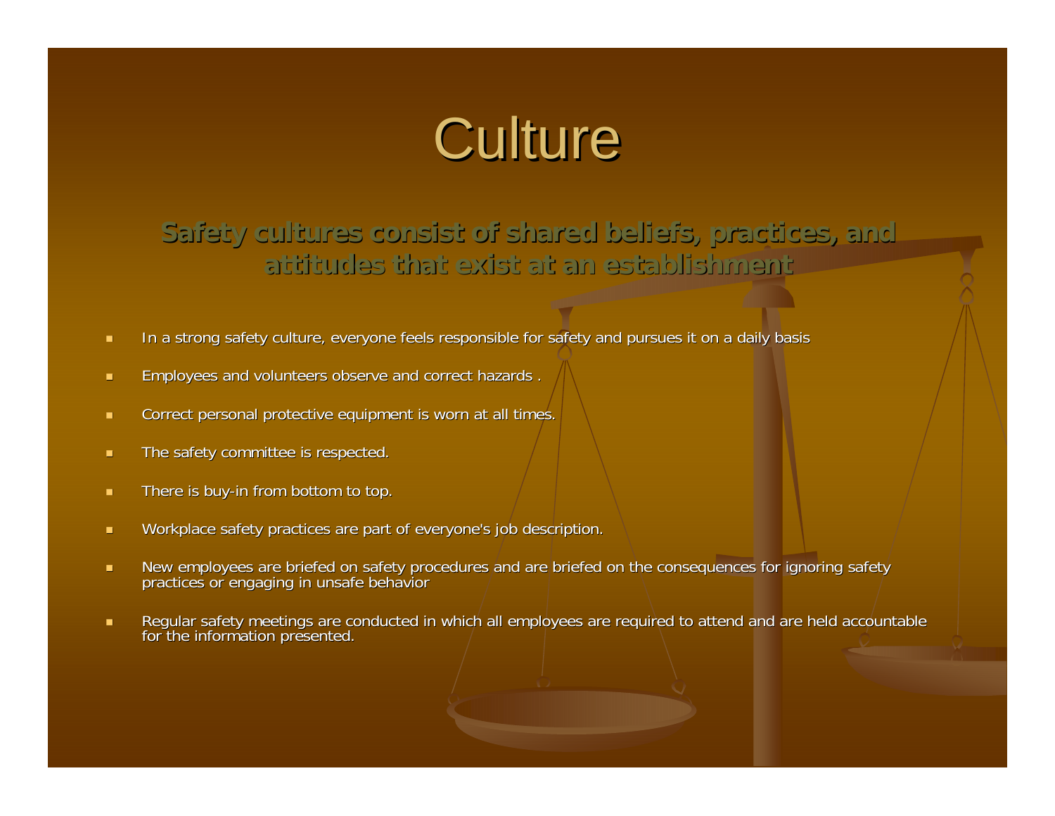# Culture

## Safety cultures consist of shared beliefs, practices, and attitudes that exist at an establishment

- In a strong safety culture, everyone feels responsible for safety and pursues it on a daily basis
- Employees and volunteers observe and correct hazards .
- Correct personal protective equipment is worn at all times.
- The safety committee is respected.
- There is buy-in from bottom to top.
- Workplace safety practices are part of everyone's job description.
- New employees are briefed on safety procedures and are briefed on the consequences for ignoring safety practices or engaging in unsafe behavior
- Regular safety meetings are conducted in which all employees are required to attend and are held accountable for the information presented.